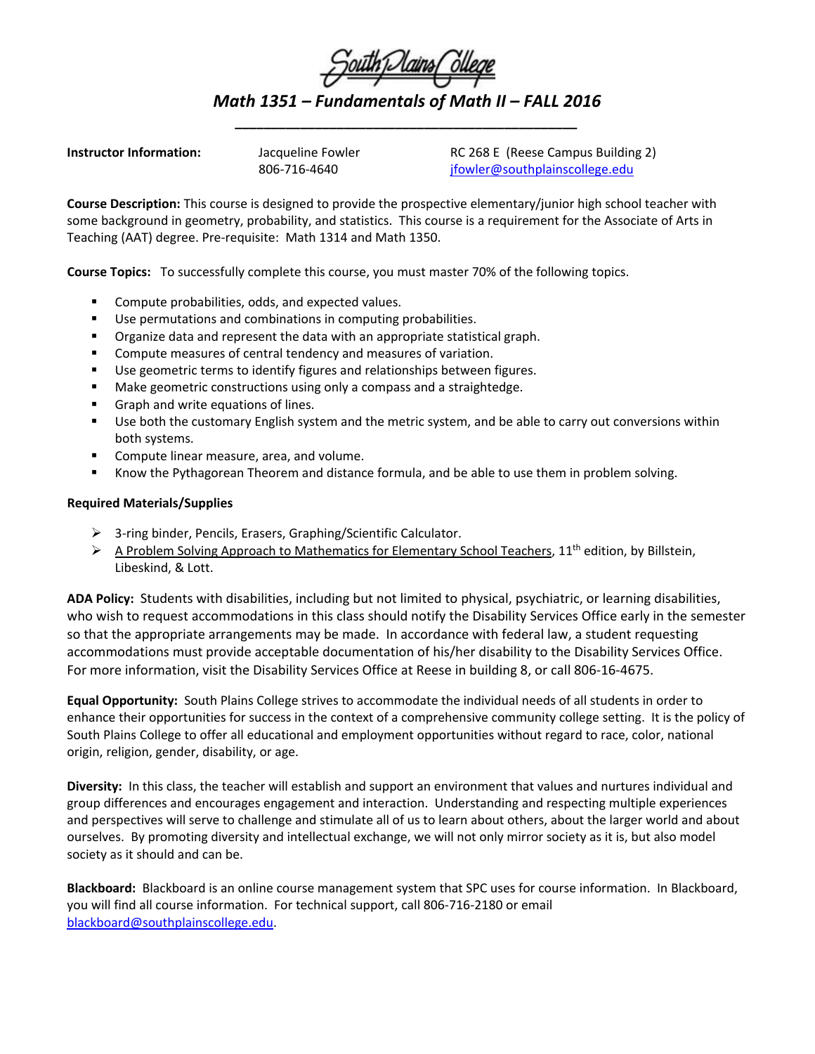# South Plains College

## *Math 1351 – Fundamentals of Math II – FALL 2016*

**Instructor Information:** Jacqueline Fowler, 806-716-4640, RC 268 E (Reese Campus Building 2), jfowler@southplainscollege.edu

**Course Description:** This course is designed to provide the prospective elementary/junior high school teacher with some background in geometry, probability, and statistics. This course is a requirement for the Associate of Arts in Teaching (AAT) degree. Pre-requisite: Math 1314 and Math 1350.

**Course Topics:** To successfully complete this course, you must master 70% of the following topics.

- Compute probabilities, odds, and expected values.
- Use permutations and combinations in computing probabilities.
- Organize data and represent the data with an appropriate statistical graph.
- Compute measures of central tendency and measures of variation.
- Use geometric terms to identify figures and relationships between figures.
- Make geometric constructions using only a compass and a straightedge.
- Graph and write equations of lines.
- Use both the customary English system and the metric system, and be able to carry out conversions within both systems.
- Compute linear measure, area, and volume.
- Know the Pythagorean Theorem and distance formula, and be able to use them in problem solving.

**Required Materials/Supplies**

- 3-ring binder, Pencils, Erasers, Graphing/Scientific Calculator.
- A Problem Solving Approach to Mathematics for Elementary School Teachers, 11th edition, by Billstein, Libeskind, & Lott.

**ADA Policy:** Students with disabilities, including but not limited to physical, psychiatric, or learning disabilities, who wish to request accommodations in this class should notify the Disability Services Office early in the semester so that the appropriate arrangements may be made. In accordance with federal law, a student requesting accommodations must provide acceptable documentation of his/her disability to the Disability Services Office. For more information, visit the Disability Services Office at Reese in building 8, or call 806-16-4675.

**Equal Opportunity:** South Plains College strives to accommodate the individual needs of all students in order to enhance their opportunities for success in the context of a comprehensive community college setting. It is the policy of South Plains College to offer all educational and employment opportunities without regard to race, color, national origin, religion, gender, disability, or age.

**Diversity:** In this class, the teacher will establish and support an environment that values and nurtures individual and group differences and encourages engagement and interaction. Understanding and respecting multiple experiences and perspectives will serve to challenge and stimulate all of us to learn about others, about the larger world and about ourselves. By promoting diversity and intellectual exchange, we will not only mirror society as it is, but also model society as it should and can be.

**Blackboard:** Blackboard is an online course management system that SPC uses for course information. In Blackboard, you will find all course information. For technical support, call 806-716-2180 or email blackboard@southplainscollege.edu.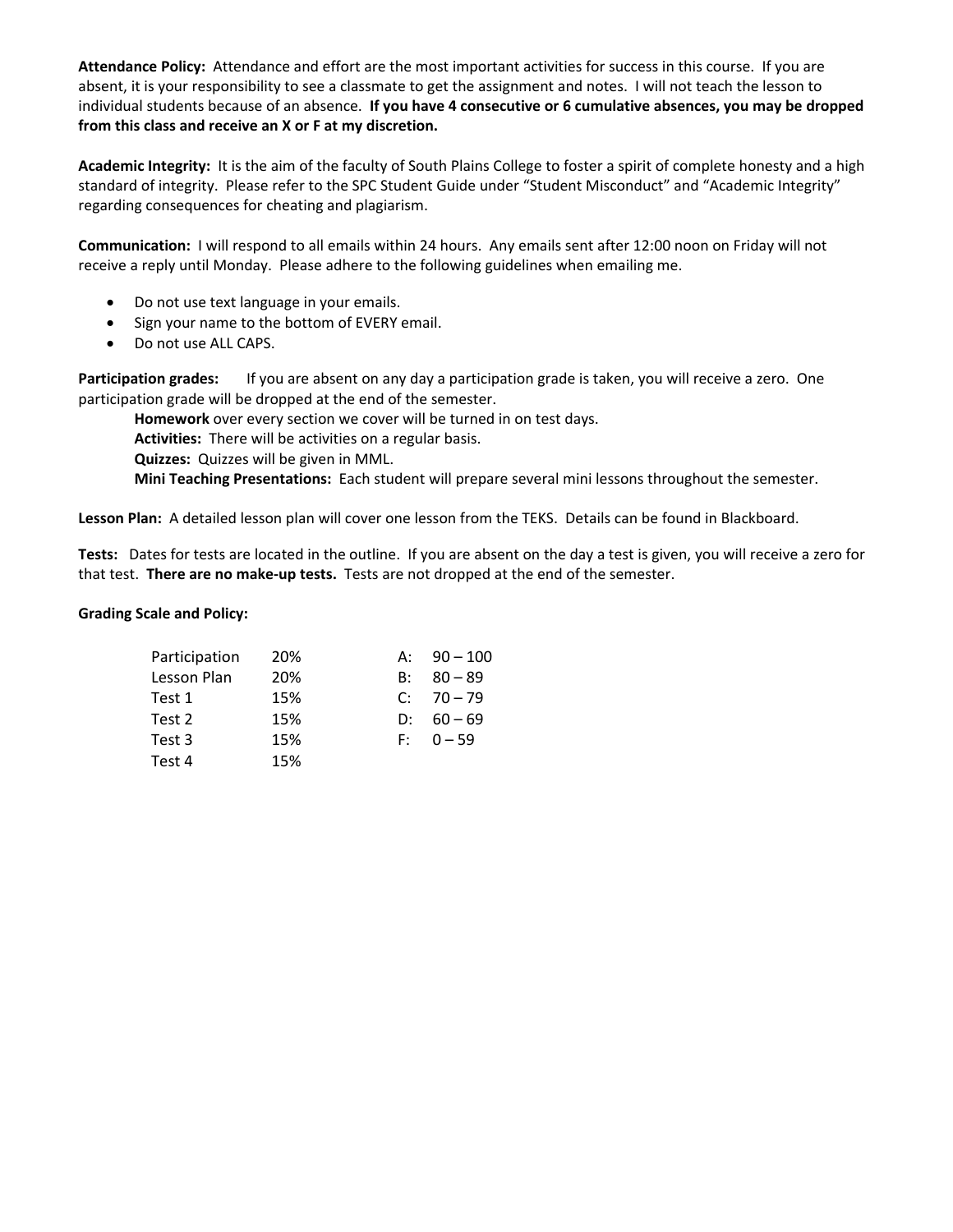**Attendance Policy:** Attendance and effort are the most important activities for success in this course. If you are absent, it is your responsibility to see a classmate to get the assignment and notes. I will not teach the lesson to individual students because of an absence. **If you have 4 consecutive or 6 cumulative absences, you may be dropped from this class and receive an X or F at my discretion.**

**Academic Integrity:** It is the aim of the faculty of South Plains College to foster a spirit of complete honesty and a high standard of integrity. Please refer to the SPC Student Guide under "Student Misconduct" and "Academic Integrity" regarding consequences for cheating and plagiarism.

**Communication:** I will respond to all emails within 24 hours. Any emails sent after 12:00 noon on Friday will not receive a reply until Monday. Please adhere to the following guidelines when emailing me.

- Do not use text language in your emails.
- Sign your name to the bottom of EVERY email.
- Do not use ALL CAPS.

**Participation grades:** If you are absent on any day a participation grade is taken, you will receive a zero. One participation grade will be dropped at the end of the semester.

**Homework** over every section we cover will be turned in on test days.

**Activities:** There will be activities on a regular basis.

**Quizzes:** Quizzes will be given in MML.

**Mini Teaching Presentations:** Each student will prepare several mini lessons throughout the semester.

**Lesson Plan:** A detailed lesson plan will cover one lesson from the TEKS. Details can be found in Blackboard.

**Tests:** Dates for tests are located in the outline. If you are absent on the day a test is given, you will receive a zero for that test. **There are no make-up tests.** Tests are not dropped at the end of the semester.

**Grading Scale and Policy:**

| | | | |
|---|---|---|---|
| Participation | 20% | A: | 90 – 100 |
| Lesson Plan | 20% | B: | 80 – 89 |
| Test 1 | 15% | C: | 70 – 79 |
| Test 2 | 15% | D: | 60 – 69 |
| Test 3 | 15% | F: | 0 – 59 |
| Test 4 | 15% | | |